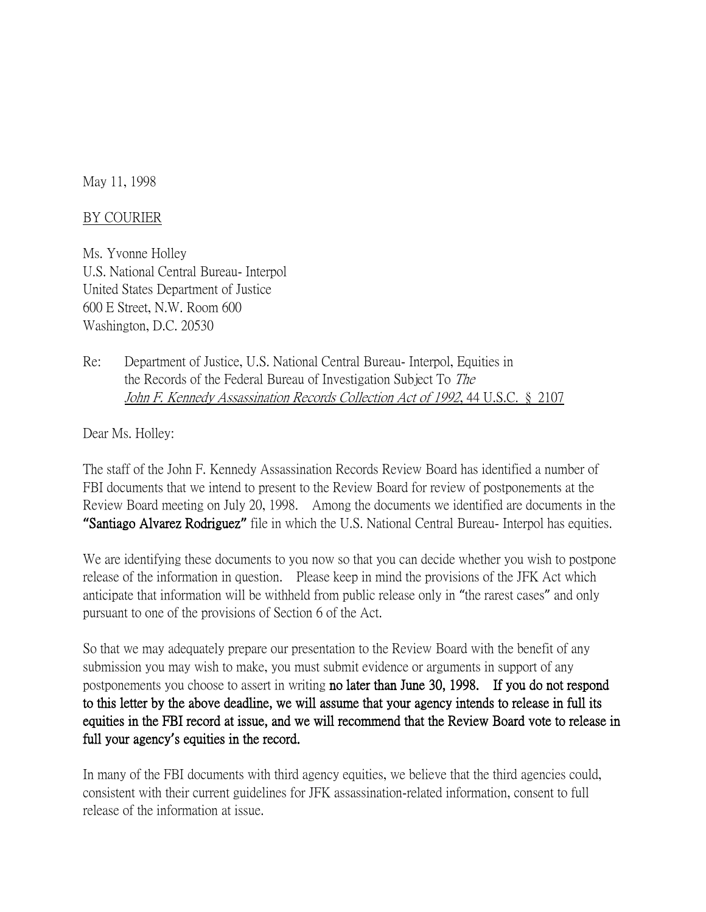May 11, 1998

<u>BY COURIER</u>

Ms. Yvonne Holley
U.S. National Central Bureau- Interpol
United States Department of Justice
600 E Street, N.W. Room 600
Washington, D.C. 20530

Re: Department of Justice, U.S. National Central Bureau- Interpol, Equities in the Records of the Federal Bureau of Investigation Subject To *The John F. Kennedy Assassination Records Collection Act of 1992*, 44 U.S.C. § 2107

Dear Ms. Holley:

The staff of the John F. Kennedy Assassination Records Review Board has identified a number of FBI documents that we intend to present to the Review Board for review of postponements at the Review Board meeting on July 20, 1998. Among the documents we identified are documents in the **"Santiago Alvarez Rodriguez"** file in which the U.S. National Central Bureau- Interpol has equities.

We are identifying these documents to you now so that you can decide whether you wish to postpone release of the information in question. Please keep in mind the provisions of the JFK Act which anticipate that information will be withheld from public release only in "the rarest cases" and only pursuant to one of the provisions of Section 6 of the Act.

So that we may adequately prepare our presentation to the Review Board with the benefit of any submission you may wish to make, you must submit evidence or arguments in support of any postponements you choose to assert in writing **no later than June 30, 1998. If you do not respond to this letter by the above deadline, we will assume that your agency intends to release in full its equities in the FBI record at issue, and we will recommend that the Review Board vote to release in full your agency's equities in the record.**

In many of the FBI documents with third agency equities, we believe that the third agencies could, consistent with their current guidelines for JFK assassination-related information, consent to full release of the information at issue.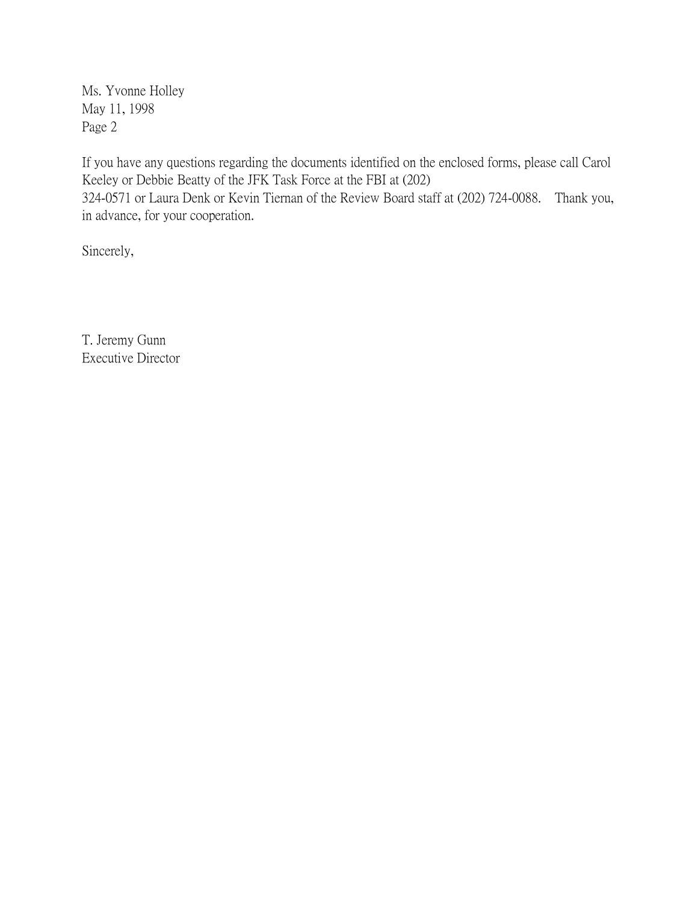Ms. Yvonne Holley
May 11, 1998
Page 2

If you have any questions regarding the documents identified on the enclosed forms, please call Carol Keeley or Debbie Beatty of the JFK Task Force at the FBI at (202) 324-0571 or Laura Denk or Kevin Tiernan of the Review Board staff at (202) 724-0088. Thank you, in advance, for your cooperation.

Sincerely,

T. Jeremy Gunn
Executive Director